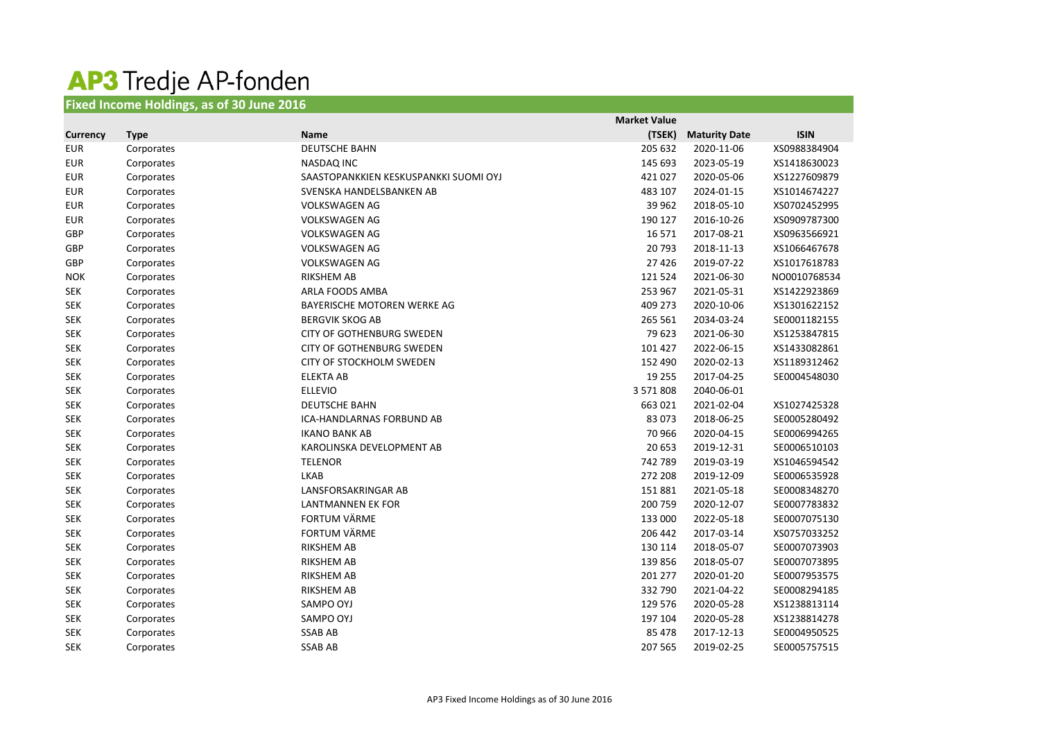# AP3 Tredje AP-fonden

## Fixed Income Holdings, as of 30 June 2016

| Currency | Type | Name | Market Value (TSEK) | Maturity Date | ISIN |
|---|---|---|---|---|---|
| EUR | Corporates | DEUTSCHE BAHN | 205 632 | 2020-11-06 | XS0988384904 |
| EUR | Corporates | NASDAQ INC | 145 693 | 2023-05-19 | XS1418630023 |
| EUR | Corporates | SAASTOPANKKIEN KESKUSPANKKI SUOMI OYJ | 421 027 | 2020-05-06 | XS1227609879 |
| EUR | Corporates | SVENSKA HANDELSBANKEN AB | 483 107 | 2024-01-15 | XS1014674227 |
| EUR | Corporates | VOLKSWAGEN AG | 39 962 | 2018-05-10 | XS0702452995 |
| EUR | Corporates | VOLKSWAGEN AG | 190 127 | 2016-10-26 | XS0909787300 |
| GBP | Corporates | VOLKSWAGEN AG | 16 571 | 2017-08-21 | XS0963566921 |
| GBP | Corporates | VOLKSWAGEN AG | 20 793 | 2018-11-13 | XS1066467678 |
| GBP | Corporates | VOLKSWAGEN AG | 27 426 | 2019-07-22 | XS1017618783 |
| NOK | Corporates | RIKSHEM AB | 121 524 | 2021-06-30 | NO0010768534 |
| SEK | Corporates | ARLA FOODS AMBA | 253 967 | 2021-05-31 | XS1422923869 |
| SEK | Corporates | BAYERISCHE MOTOREN WERKE AG | 409 273 | 2020-10-06 | XS1301622152 |
| SEK | Corporates | BERGVIK SKOG AB | 265 561 | 2034-03-24 | SE0001182155 |
| SEK | Corporates | CITY OF GOTHENBURG SWEDEN | 79 623 | 2021-06-30 | XS1253847815 |
| SEK | Corporates | CITY OF GOTHENBURG SWEDEN | 101 427 | 2022-06-15 | XS1433082861 |
| SEK | Corporates | CITY OF STOCKHOLM SWEDEN | 152 490 | 2020-02-13 | XS1189312462 |
| SEK | Corporates | ELEKTA AB | 19 255 | 2017-04-25 | SE0004548030 |
| SEK | Corporates | ELLEVIO | 3 571 808 | 2040-06-01 | |
| SEK | Corporates | DEUTSCHE BAHN | 663 021 | 2021-02-04 | XS1027425328 |
| SEK | Corporates | ICA-HANDLARNAS FORBUND AB | 83 073 | 2018-06-25 | SE0005280492 |
| SEK | Corporates | IKANO BANK AB | 70 966 | 2020-04-15 | SE0006994265 |
| SEK | Corporates | KAROLINSKA DEVELOPMENT AB | 20 653 | 2019-12-31 | SE0006510103 |
| SEK | Corporates | TELENOR | 742 789 | 2019-03-19 | XS1046594542 |
| SEK | Corporates | LKAB | 272 208 | 2019-12-09 | SE0006535928 |
| SEK | Corporates | LANSFORSAKRINGAR AB | 151 881 | 2021-05-18 | SE0008348270 |
| SEK | Corporates | LANTMANNEN EK FOR | 200 759 | 2020-12-07 | SE0007783832 |
| SEK | Corporates | FORTUM VÄRME | 133 000 | 2022-05-18 | SE0007075130 |
| SEK | Corporates | FORTUM VÄRME | 206 442 | 2017-03-14 | XS0757033252 |
| SEK | Corporates | RIKSHEM AB | 130 114 | 2018-05-07 | SE0007073903 |
| SEK | Corporates | RIKSHEM AB | 139 856 | 2018-05-07 | SE0007073895 |
| SEK | Corporates | RIKSHEM AB | 201 277 | 2020-01-20 | SE0007953575 |
| SEK | Corporates | RIKSHEM AB | 332 790 | 2021-04-22 | SE0008294185 |
| SEK | Corporates | SAMPO OYJ | 129 576 | 2020-05-28 | XS1238813114 |
| SEK | Corporates | SAMPO OYJ | 197 104 | 2020-05-28 | XS1238814278 |
| SEK | Corporates | SSAB AB | 85 478 | 2017-12-13 | SE0004950525 |
| SEK | Corporates | SSAB AB | 207 565 | 2019-02-25 | SE0005757515 |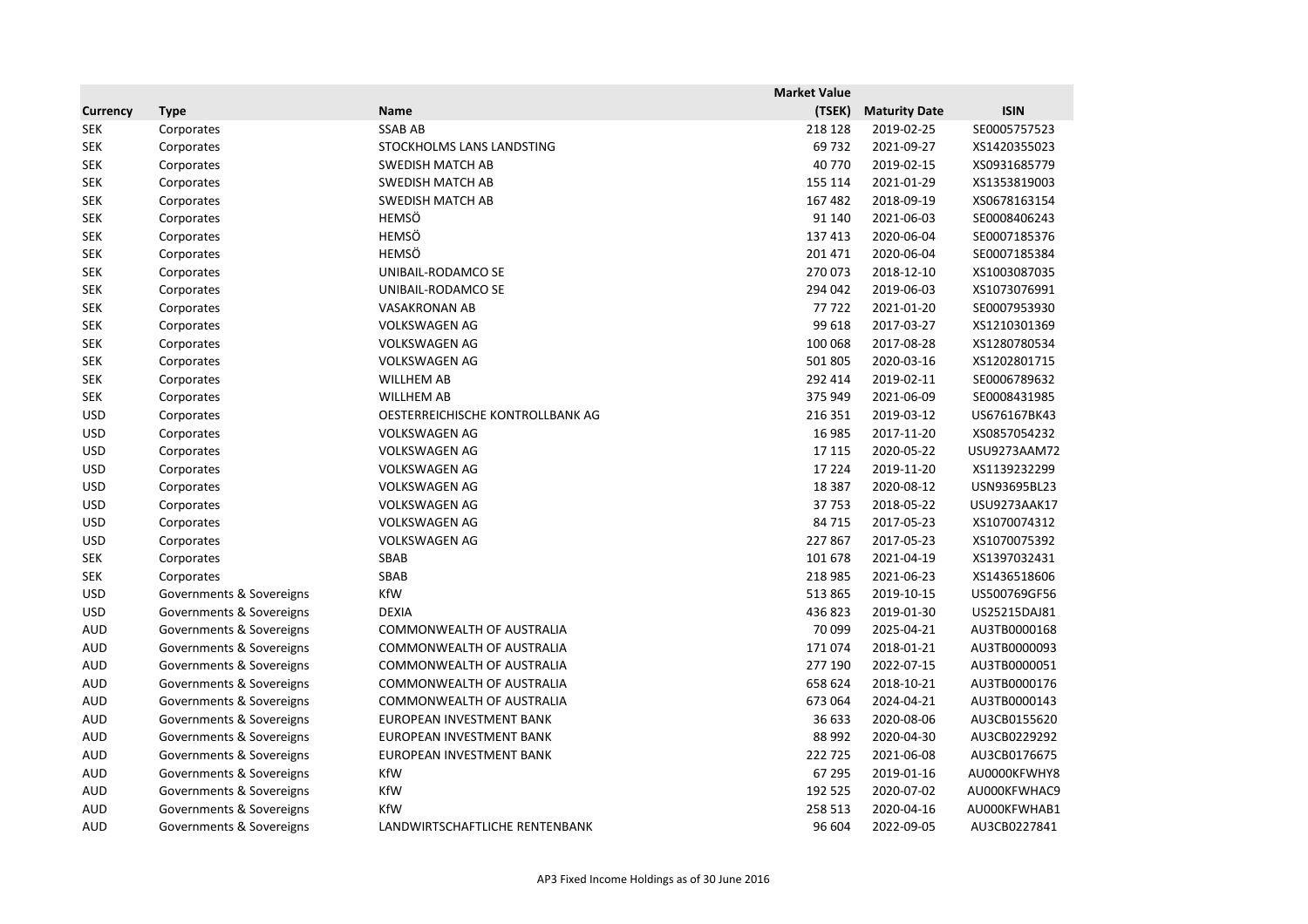| Currency | Type | Name | Market Value (TSEK) | Maturity Date | ISIN |
|---|---|---|---|---|---|
| SEK | Corporates | SSAB AB | 218 128 | 2019-02-25 | SE0005757523 |
| SEK | Corporates | STOCKHOLMS LANS LANDSTING | 69 732 | 2021-09-27 | XS1420355023 |
| SEK | Corporates | SWEDISH MATCH AB | 40 770 | 2019-02-15 | XS0931685779 |
| SEK | Corporates | SWEDISH MATCH AB | 155 114 | 2021-01-29 | XS1353819003 |
| SEK | Corporates | SWEDISH MATCH AB | 167 482 | 2018-09-19 | XS0678163154 |
| SEK | Corporates | HEMSÖ | 91 140 | 2021-06-03 | SE0008406243 |
| SEK | Corporates | HEMSÖ | 137 413 | 2020-06-04 | SE0007185376 |
| SEK | Corporates | HEMSÖ | 201 471 | 2020-06-04 | SE0007185384 |
| SEK | Corporates | UNIBAIL-RODAMCO SE | 270 073 | 2018-12-10 | XS1003087035 |
| SEK | Corporates | UNIBAIL-RODAMCO SE | 294 042 | 2019-06-03 | XS1073076991 |
| SEK | Corporates | VASAKRONAN AB | 77 722 | 2021-01-20 | SE0007953930 |
| SEK | Corporates | VOLKSWAGEN AG | 99 618 | 2017-03-27 | XS1210301369 |
| SEK | Corporates | VOLKSWAGEN AG | 100 068 | 2017-08-28 | XS1280780534 |
| SEK | Corporates | VOLKSWAGEN AG | 501 805 | 2020-03-16 | XS1202801715 |
| SEK | Corporates | WILLHEM AB | 292 414 | 2019-02-11 | SE0006789632 |
| SEK | Corporates | WILLHEM AB | 375 949 | 2021-06-09 | SE0008431985 |
| USD | Corporates | OESTERREICHISCHE KONTROLLBANK AG | 216 351 | 2019-03-12 | US676167BK43 |
| USD | Corporates | VOLKSWAGEN AG | 16 985 | 2017-11-20 | XS0857054232 |
| USD | Corporates | VOLKSWAGEN AG | 17 115 | 2020-05-22 | USU9273AAM72 |
| USD | Corporates | VOLKSWAGEN AG | 17 224 | 2019-11-20 | XS1139232299 |
| USD | Corporates | VOLKSWAGEN AG | 18 387 | 2020-08-12 | USN93695BL23 |
| USD | Corporates | VOLKSWAGEN AG | 37 753 | 2018-05-22 | USU9273AAK17 |
| USD | Corporates | VOLKSWAGEN AG | 84 715 | 2017-05-23 | XS1070074312 |
| USD | Corporates | VOLKSWAGEN AG | 227 867 | 2017-05-23 | XS1070075392 |
| SEK | Corporates | SBAB | 101 678 | 2021-04-19 | XS1397032431 |
| SEK | Corporates | SBAB | 218 985 | 2021-06-23 | XS1436518606 |
| USD | Governments & Sovereigns | KfW | 513 865 | 2019-10-15 | US500769GF56 |
| USD | Governments & Sovereigns | DEXIA | 436 823 | 2019-01-30 | US25215DAJ81 |
| AUD | Governments & Sovereigns | COMMONWEALTH OF AUSTRALIA | 70 099 | 2025-04-21 | AU3TB0000168 |
| AUD | Governments & Sovereigns | COMMONWEALTH OF AUSTRALIA | 171 074 | 2018-01-21 | AU3TB0000093 |
| AUD | Governments & Sovereigns | COMMONWEALTH OF AUSTRALIA | 277 190 | 2022-07-15 | AU3TB0000051 |
| AUD | Governments & Sovereigns | COMMONWEALTH OF AUSTRALIA | 658 624 | 2018-10-21 | AU3TB0000176 |
| AUD | Governments & Sovereigns | COMMONWEALTH OF AUSTRALIA | 673 064 | 2024-04-21 | AU3TB0000143 |
| AUD | Governments & Sovereigns | EUROPEAN INVESTMENT BANK | 36 633 | 2020-08-06 | AU3CB0155620 |
| AUD | Governments & Sovereigns | EUROPEAN INVESTMENT BANK | 88 992 | 2020-04-30 | AU3CB0229292 |
| AUD | Governments & Sovereigns | EUROPEAN INVESTMENT BANK | 222 725 | 2021-06-08 | AU3CB0176675 |
| AUD | Governments & Sovereigns | KfW | 67 295 | 2019-01-16 | AU0000KFWHY8 |
| AUD | Governments & Sovereigns | KfW | 192 525 | 2020-07-02 | AU000KFWHAC9 |
| AUD | Governments & Sovereigns | KfW | 258 513 | 2020-04-16 | AU000KFWHAB1 |
| AUD | Governments & Sovereigns | LANDWIRTSCHAFTLICHE RENTENBANK | 96 604 | 2022-09-05 | AU3CB0227841 |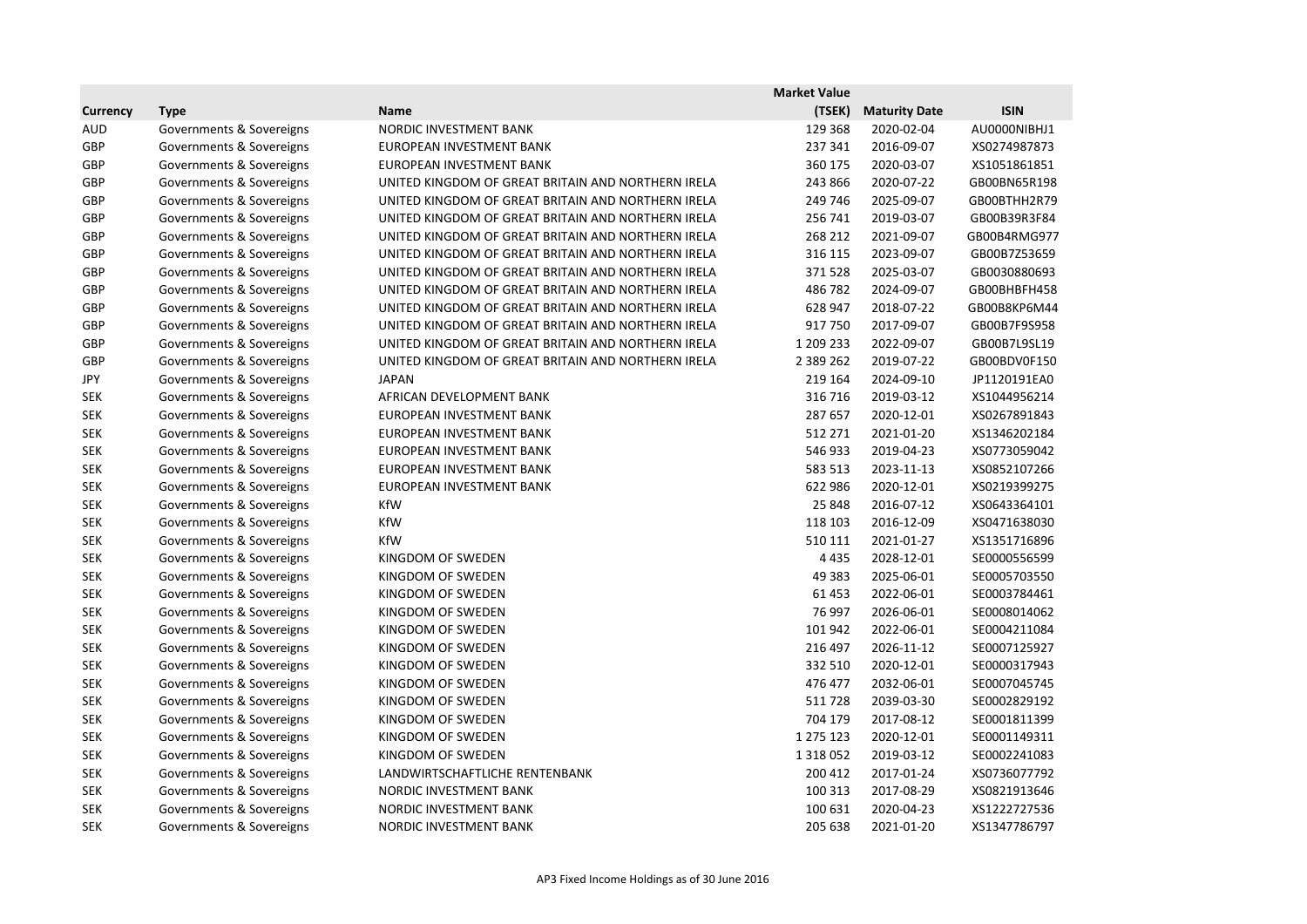| Currency | Type | Name | Market Value (TSEK) | Maturity Date | ISIN |
|---|---|---|---|---|---|
| AUD | Governments & Sovereigns | NORDIC INVESTMENT BANK | 129 368 | 2020-02-04 | AU0000NIBHJ1 |
| GBP | Governments & Sovereigns | EUROPEAN INVESTMENT BANK | 237 341 | 2016-09-07 | XS0274987873 |
| GBP | Governments & Sovereigns | EUROPEAN INVESTMENT BANK | 360 175 | 2020-03-07 | XS1051861851 |
| GBP | Governments & Sovereigns | UNITED KINGDOM OF GREAT BRITAIN AND NORTHERN IRELA | 243 866 | 2020-07-22 | GB00BN65R198 |
| GBP | Governments & Sovereigns | UNITED KINGDOM OF GREAT BRITAIN AND NORTHERN IRELA | 249 746 | 2025-09-07 | GB00BTHH2R79 |
| GBP | Governments & Sovereigns | UNITED KINGDOM OF GREAT BRITAIN AND NORTHERN IRELA | 256 741 | 2019-03-07 | GB00B39R3F84 |
| GBP | Governments & Sovereigns | UNITED KINGDOM OF GREAT BRITAIN AND NORTHERN IRELA | 268 212 | 2021-09-07 | GB00B4RMG977 |
| GBP | Governments & Sovereigns | UNITED KINGDOM OF GREAT BRITAIN AND NORTHERN IRELA | 316 115 | 2023-09-07 | GB00B7Z53659 |
| GBP | Governments & Sovereigns | UNITED KINGDOM OF GREAT BRITAIN AND NORTHERN IRELA | 371 528 | 2025-03-07 | GB0030880693 |
| GBP | Governments & Sovereigns | UNITED KINGDOM OF GREAT BRITAIN AND NORTHERN IRELA | 486 782 | 2024-09-07 | GB00BHBFH458 |
| GBP | Governments & Sovereigns | UNITED KINGDOM OF GREAT BRITAIN AND NORTHERN IRELA | 628 947 | 2018-07-22 | GB00B8KP6M44 |
| GBP | Governments & Sovereigns | UNITED KINGDOM OF GREAT BRITAIN AND NORTHERN IRELA | 917 750 | 2017-09-07 | GB00B7F9S958 |
| GBP | Governments & Sovereigns | UNITED KINGDOM OF GREAT BRITAIN AND NORTHERN IRELA | 1 209 233 | 2022-09-07 | GB00B7L9SL19 |
| GBP | Governments & Sovereigns | UNITED KINGDOM OF GREAT BRITAIN AND NORTHERN IRELA | 2 389 262 | 2019-07-22 | GB00BDV0F150 |
| JPY | Governments & Sovereigns | JAPAN | 219 164 | 2024-09-10 | JP1120191EA0 |
| SEK | Governments & Sovereigns | AFRICAN DEVELOPMENT BANK | 316 716 | 2019-03-12 | XS1044956214 |
| SEK | Governments & Sovereigns | EUROPEAN INVESTMENT BANK | 287 657 | 2020-12-01 | XS0267891843 |
| SEK | Governments & Sovereigns | EUROPEAN INVESTMENT BANK | 512 271 | 2021-01-20 | XS1346202184 |
| SEK | Governments & Sovereigns | EUROPEAN INVESTMENT BANK | 546 933 | 2019-04-23 | XS0773059042 |
| SEK | Governments & Sovereigns | EUROPEAN INVESTMENT BANK | 583 513 | 2023-11-13 | XS0852107266 |
| SEK | Governments & Sovereigns | EUROPEAN INVESTMENT BANK | 622 986 | 2020-12-01 | XS0219399275 |
| SEK | Governments & Sovereigns | KfW | 25 848 | 2016-07-12 | XS0643364101 |
| SEK | Governments & Sovereigns | KfW | 118 103 | 2016-12-09 | XS0471638030 |
| SEK | Governments & Sovereigns | KfW | 510 111 | 2021-01-27 | XS1351716896 |
| SEK | Governments & Sovereigns | KINGDOM OF SWEDEN | 4 435 | 2028-12-01 | SE0000556599 |
| SEK | Governments & Sovereigns | KINGDOM OF SWEDEN | 49 383 | 2025-06-01 | SE0005703550 |
| SEK | Governments & Sovereigns | KINGDOM OF SWEDEN | 61 453 | 2022-06-01 | SE0003784461 |
| SEK | Governments & Sovereigns | KINGDOM OF SWEDEN | 76 997 | 2026-06-01 | SE0008014062 |
| SEK | Governments & Sovereigns | KINGDOM OF SWEDEN | 101 942 | 2022-06-01 | SE0004211084 |
| SEK | Governments & Sovereigns | KINGDOM OF SWEDEN | 216 497 | 2026-11-12 | SE0007125927 |
| SEK | Governments & Sovereigns | KINGDOM OF SWEDEN | 332 510 | 2020-12-01 | SE0000317943 |
| SEK | Governments & Sovereigns | KINGDOM OF SWEDEN | 476 477 | 2032-06-01 | SE0007045745 |
| SEK | Governments & Sovereigns | KINGDOM OF SWEDEN | 511 728 | 2039-03-30 | SE0002829192 |
| SEK | Governments & Sovereigns | KINGDOM OF SWEDEN | 704 179 | 2017-08-12 | SE0001811399 |
| SEK | Governments & Sovereigns | KINGDOM OF SWEDEN | 1 275 123 | 2020-12-01 | SE0001149311 |
| SEK | Governments & Sovereigns | KINGDOM OF SWEDEN | 1 318 052 | 2019-03-12 | SE0002241083 |
| SEK | Governments & Sovereigns | LANDWIRTSCHAFTLICHE RENTENBANK | 200 412 | 2017-01-24 | XS0736077792 |
| SEK | Governments & Sovereigns | NORDIC INVESTMENT BANK | 100 313 | 2017-08-29 | XS0821913646 |
| SEK | Governments & Sovereigns | NORDIC INVESTMENT BANK | 100 631 | 2020-04-23 | XS1222727536 |
| SEK | Governments & Sovereigns | NORDIC INVESTMENT BANK | 205 638 | 2021-01-20 | XS1347786797 |

AP3 Fixed Income Holdings as of 30 June 2016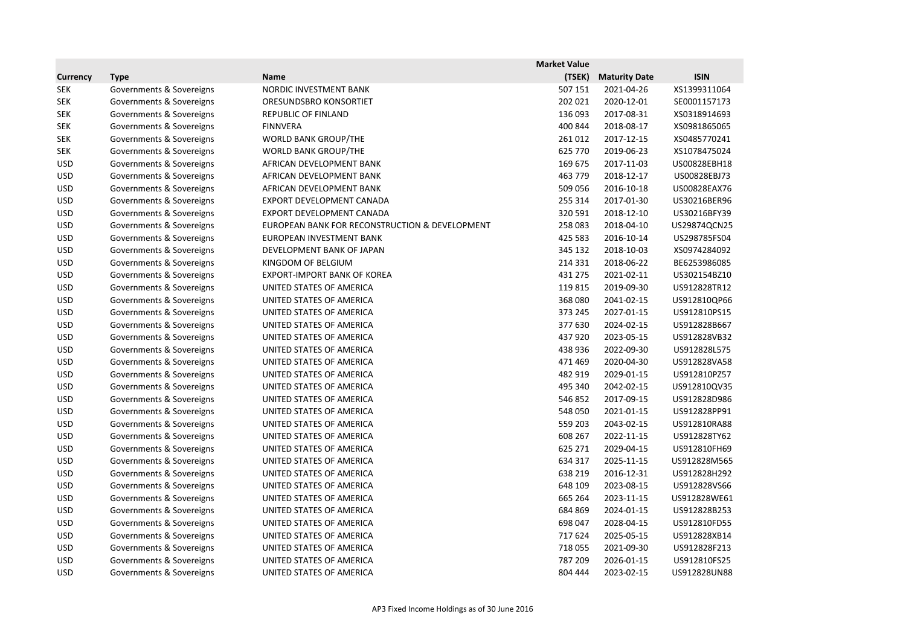| Currency | Type | Name | Market Value (TSEK) | Maturity Date | ISIN |
|---|---|---|---|---|---|
| SEK | Governments & Sovereigns | NORDIC INVESTMENT BANK | 507 151 | 2021-04-26 | XS1399311064 |
| SEK | Governments & Sovereigns | ORESUNDSBRO KONSORTIET | 202 021 | 2020-12-01 | SE0001157173 |
| SEK | Governments & Sovereigns | REPUBLIC OF FINLAND | 136 093 | 2017-08-31 | XS0318914693 |
| SEK | Governments & Sovereigns | FINNVERA | 400 844 | 2018-08-17 | XS0981865065 |
| SEK | Governments & Sovereigns | WORLD BANK GROUP/THE | 261 012 | 2017-12-15 | XS0485770241 |
| SEK | Governments & Sovereigns | WORLD BANK GROUP/THE | 625 770 | 2019-06-23 | XS1078475024 |
| USD | Governments & Sovereigns | AFRICAN DEVELOPMENT BANK | 169 675 | 2017-11-03 | US00828EBH18 |
| USD | Governments & Sovereigns | AFRICAN DEVELOPMENT BANK | 463 779 | 2018-12-17 | US00828EBJ73 |
| USD | Governments & Sovereigns | AFRICAN DEVELOPMENT BANK | 509 056 | 2016-10-18 | US00828EAX76 |
| USD | Governments & Sovereigns | EXPORT DEVELOPMENT CANADA | 255 314 | 2017-01-30 | US30216BER96 |
| USD | Governments & Sovereigns | EXPORT DEVELOPMENT CANADA | 320 591 | 2018-12-10 | US30216BFY39 |
| USD | Governments & Sovereigns | EUROPEAN BANK FOR RECONSTRUCTION & DEVELOPMENT | 258 083 | 2018-04-10 | US29874QCN25 |
| USD | Governments & Sovereigns | EUROPEAN INVESTMENT BANK | 425 583 | 2016-10-14 | US298785FS04 |
| USD | Governments & Sovereigns | DEVELOPMENT BANK OF JAPAN | 345 132 | 2018-10-03 | XS0974284092 |
| USD | Governments & Sovereigns | KINGDOM OF BELGIUM | 214 331 | 2018-06-22 | BE6253986085 |
| USD | Governments & Sovereigns | EXPORT-IMPORT BANK OF KOREA | 431 275 | 2021-02-11 | US302154BZ10 |
| USD | Governments & Sovereigns | UNITED STATES OF AMERICA | 119 815 | 2019-09-30 | US912828TR12 |
| USD | Governments & Sovereigns | UNITED STATES OF AMERICA | 368 080 | 2041-02-15 | US912810QP66 |
| USD | Governments & Sovereigns | UNITED STATES OF AMERICA | 373 245 | 2027-01-15 | US912810PS15 |
| USD | Governments & Sovereigns | UNITED STATES OF AMERICA | 377 630 | 2024-02-15 | US912828B667 |
| USD | Governments & Sovereigns | UNITED STATES OF AMERICA | 437 920 | 2023-05-15 | US912828VB32 |
| USD | Governments & Sovereigns | UNITED STATES OF AMERICA | 438 936 | 2022-09-30 | US912828L575 |
| USD | Governments & Sovereigns | UNITED STATES OF AMERICA | 471 469 | 2020-04-30 | US912828VA58 |
| USD | Governments & Sovereigns | UNITED STATES OF AMERICA | 482 919 | 2029-01-15 | US912810PZ57 |
| USD | Governments & Sovereigns | UNITED STATES OF AMERICA | 495 340 | 2042-02-15 | US912810QV35 |
| USD | Governments & Sovereigns | UNITED STATES OF AMERICA | 546 852 | 2017-09-15 | US912828D986 |
| USD | Governments & Sovereigns | UNITED STATES OF AMERICA | 548 050 | 2021-01-15 | US912828PP91 |
| USD | Governments & Sovereigns | UNITED STATES OF AMERICA | 559 203 | 2043-02-15 | US912810RA88 |
| USD | Governments & Sovereigns | UNITED STATES OF AMERICA | 608 267 | 2022-11-15 | US912828TY62 |
| USD | Governments & Sovereigns | UNITED STATES OF AMERICA | 625 271 | 2029-04-15 | US912810FH69 |
| USD | Governments & Sovereigns | UNITED STATES OF AMERICA | 634 317 | 2025-11-15 | US912828M565 |
| USD | Governments & Sovereigns | UNITED STATES OF AMERICA | 638 219 | 2016-12-31 | US912828H292 |
| USD | Governments & Sovereigns | UNITED STATES OF AMERICA | 648 109 | 2023-08-15 | US912828VS66 |
| USD | Governments & Sovereigns | UNITED STATES OF AMERICA | 665 264 | 2023-11-15 | US912828WE61 |
| USD | Governments & Sovereigns | UNITED STATES OF AMERICA | 684 869 | 2024-01-15 | US912828B253 |
| USD | Governments & Sovereigns | UNITED STATES OF AMERICA | 698 047 | 2028-04-15 | US912810FD55 |
| USD | Governments & Sovereigns | UNITED STATES OF AMERICA | 717 624 | 2025-05-15 | US912828XB14 |
| USD | Governments & Sovereigns | UNITED STATES OF AMERICA | 718 055 | 2021-09-30 | US912828F213 |
| USD | Governments & Sovereigns | UNITED STATES OF AMERICA | 787 209 | 2026-01-15 | US912810FS25 |
| USD | Governments & Sovereigns | UNITED STATES OF AMERICA | 804 444 | 2023-02-15 | US912828UN88 |

AP3 Fixed Income Holdings as of 30 June 2016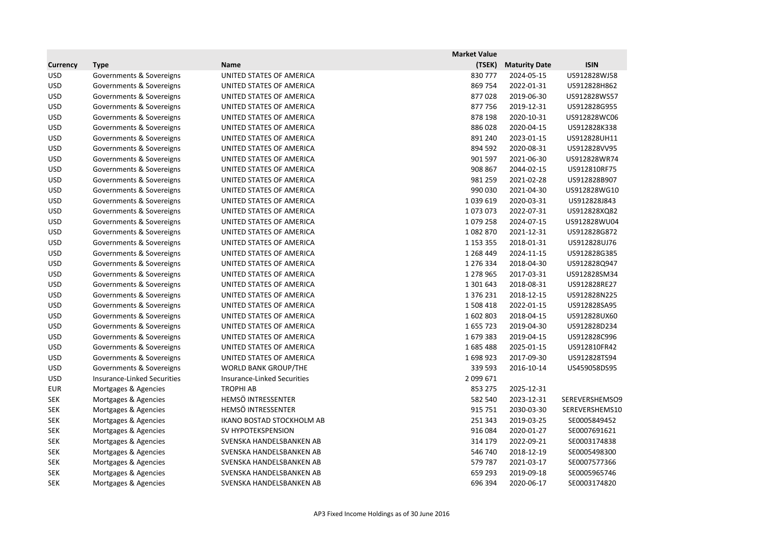| Currency | Type | Name | Market Value (TSEK) | Maturity Date | ISIN |
|---|---|---|---|---|---|
| USD | Governments & Sovereigns | UNITED STATES OF AMERICA | 830 777 | 2024-05-15 | US912828WJ58 |
| USD | Governments & Sovereigns | UNITED STATES OF AMERICA | 869 754 | 2022-01-31 | US912828H862 |
| USD | Governments & Sovereigns | UNITED STATES OF AMERICA | 877 028 | 2019-06-30 | US912828WS57 |
| USD | Governments & Sovereigns | UNITED STATES OF AMERICA | 877 756 | 2019-12-31 | US912828G955 |
| USD | Governments & Sovereigns | UNITED STATES OF AMERICA | 878 198 | 2020-10-31 | US912828WC06 |
| USD | Governments & Sovereigns | UNITED STATES OF AMERICA | 886 028 | 2020-04-15 | US912828K338 |
| USD | Governments & Sovereigns | UNITED STATES OF AMERICA | 891 240 | 2023-01-15 | US912828UH11 |
| USD | Governments & Sovereigns | UNITED STATES OF AMERICA | 894 592 | 2020-08-31 | US912828VV95 |
| USD | Governments & Sovereigns | UNITED STATES OF AMERICA | 901 597 | 2021-06-30 | US912828WR74 |
| USD | Governments & Sovereigns | UNITED STATES OF AMERICA | 908 867 | 2044-02-15 | US912810RF75 |
| USD | Governments & Sovereigns | UNITED STATES OF AMERICA | 981 259 | 2021-02-28 | US912828B907 |
| USD | Governments & Sovereigns | UNITED STATES OF AMERICA | 990 030 | 2021-04-30 | US912828WG10 |
| USD | Governments & Sovereigns | UNITED STATES OF AMERICA | 1 039 619 | 2020-03-31 | US912828J843 |
| USD | Governments & Sovereigns | UNITED STATES OF AMERICA | 1 073 073 | 2022-07-31 | US912828XQ82 |
| USD | Governments & Sovereigns | UNITED STATES OF AMERICA | 1 079 258 | 2024-07-15 | US912828WU04 |
| USD | Governments & Sovereigns | UNITED STATES OF AMERICA | 1 082 870 | 2021-12-31 | US912828G872 |
| USD | Governments & Sovereigns | UNITED STATES OF AMERICA | 1 153 355 | 2018-01-31 | US912828UJ76 |
| USD | Governments & Sovereigns | UNITED STATES OF AMERICA | 1 268 449 | 2024-11-15 | US912828G385 |
| USD | Governments & Sovereigns | UNITED STATES OF AMERICA | 1 276 334 | 2018-04-30 | US912828Q947 |
| USD | Governments & Sovereigns | UNITED STATES OF AMERICA | 1 278 965 | 2017-03-31 | US912828SM34 |
| USD | Governments & Sovereigns | UNITED STATES OF AMERICA | 1 301 643 | 2018-08-31 | US912828RE27 |
| USD | Governments & Sovereigns | UNITED STATES OF AMERICA | 1 376 231 | 2018-12-15 | US912828N225 |
| USD | Governments & Sovereigns | UNITED STATES OF AMERICA | 1 508 418 | 2022-01-15 | US912828SA95 |
| USD | Governments & Sovereigns | UNITED STATES OF AMERICA | 1 602 803 | 2018-04-15 | US912828UX60 |
| USD | Governments & Sovereigns | UNITED STATES OF AMERICA | 1 655 723 | 2019-04-30 | US912828D234 |
| USD | Governments & Sovereigns | UNITED STATES OF AMERICA | 1 679 383 | 2019-04-15 | US912828C996 |
| USD | Governments & Sovereigns | UNITED STATES OF AMERICA | 1 685 488 | 2025-01-15 | US912810FR42 |
| USD | Governments & Sovereigns | UNITED STATES OF AMERICA | 1 698 923 | 2017-09-30 | US912828TS94 |
| USD | Governments & Sovereigns | WORLD BANK GROUP/THE | 339 593 | 2016-10-14 | US459058DS95 |
| USD | Insurance-Linked Securities | Insurance-Linked Securities | 2 099 671 | | |
| EUR | Mortgages & Agencies | TROPHI AB | 853 275 | 2025-12-31 | |
| SEK | Mortgages & Agencies | HEMSÖ INTRESSENTER | 582 540 | 2023-12-31 | SEREVERSHEMSO9 |
| SEK | Mortgages & Agencies | HEMSÖ INTRESSENTER | 915 751 | 2030-03-30 | SEREVERSHEMS10 |
| SEK | Mortgages & Agencies | IKANO BOSTAD STOCKHOLM AB | 251 343 | 2019-03-25 | SE0005849452 |
| SEK | Mortgages & Agencies | SV HYPOTEKSPENSION | 916 084 | 2020-01-27 | SE0007691621 |
| SEK | Mortgages & Agencies | SVENSKA HANDELSBANKEN AB | 314 179 | 2022-09-21 | SE0003174838 |
| SEK | Mortgages & Agencies | SVENSKA HANDELSBANKEN AB | 546 740 | 2018-12-19 | SE0005498300 |
| SEK | Mortgages & Agencies | SVENSKA HANDELSBANKEN AB | 579 787 | 2021-03-17 | SE0007577366 |
| SEK | Mortgages & Agencies | SVENSKA HANDELSBANKEN AB | 659 293 | 2019-09-18 | SE0005965746 |
| SEK | Mortgages & Agencies | SVENSKA HANDELSBANKEN AB | 696 394 | 2020-06-17 | SE0003174820 |

AP3 Fixed Income Holdings as of 30 June 2016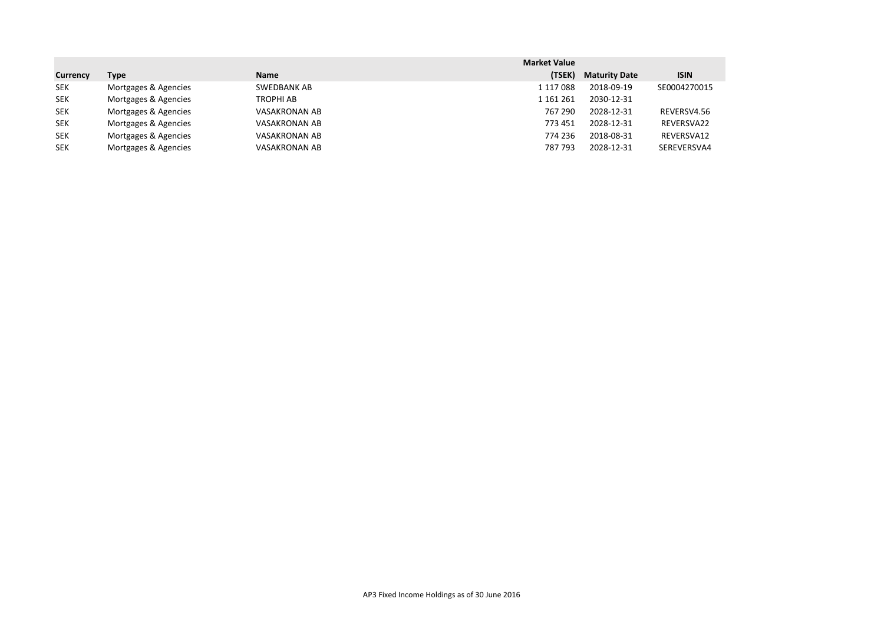| Currency | Type | Name | Market Value (TSEK) | Maturity Date | ISIN |
|---|---|---|---|---|---|
| SEK | Mortgages & Agencies | SWEDBANK AB | 1 117 088 | 2018-09-19 | SE0004270015 |
| SEK | Mortgages & Agencies | TROPHI AB | 1 161 261 | 2030-12-31 | |
| SEK | Mortgages & Agencies | VASAKRONAN AB | 767 290 | 2028-12-31 | REVERSV4.56 |
| SEK | Mortgages & Agencies | VASAKRONAN AB | 773 451 | 2028-12-31 | REVERSVA22 |
| SEK | Mortgages & Agencies | VASAKRONAN AB | 774 236 | 2018-08-31 | REVERSVA12 |
| SEK | Mortgages & Agencies | VASAKRONAN AB | 787 793 | 2028-12-31 | SEREVERSVA4 |